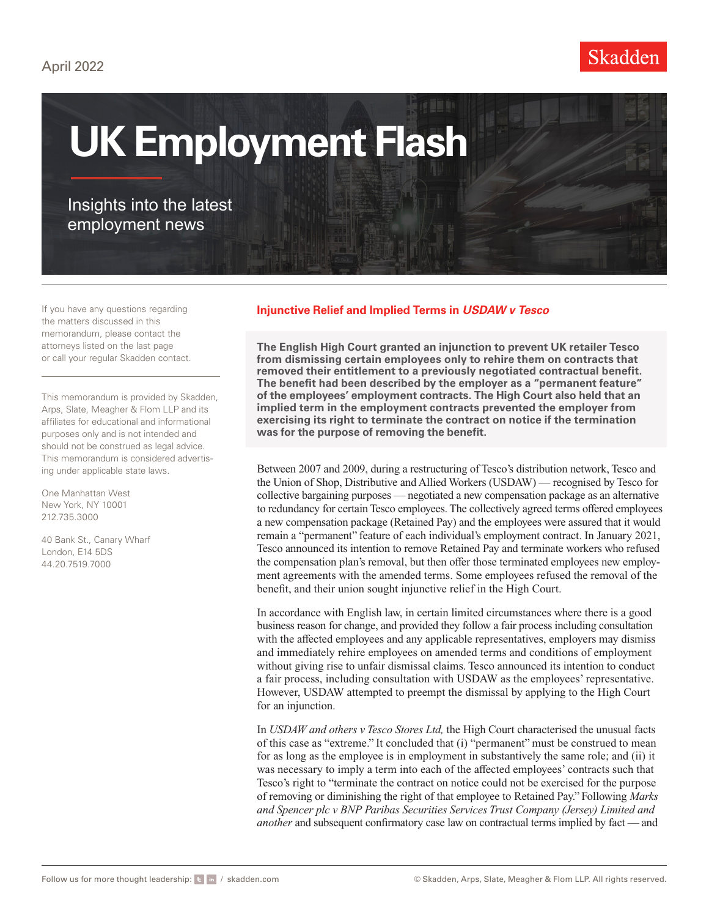April 2022

Skadden

# UK Employment Flash

Insights into the latest employment news

If you have any questions regarding the matters discussed in this memorandum, please contact the attorneys listed on the last page or call your regular Skadden contact.

This memorandum is provided by Skadden, Arps, Slate, Meagher & Flom LLP and its affiliates for educational and informational purposes only and is not intended and should not be construed as legal advice. This memorandum is considered advertising under applicable state laws.

One Manhattan West
New York, NY 10001
212.735.3000

40 Bank St., Canary Wharf
London, E14 5DS
44.20.7519.7000

## Injunctive Relief and Implied Terms in *USDAW v Tesco*

**The English High Court granted an injunction to prevent UK retailer Tesco from dismissing certain employees only to rehire them on contracts that removed their entitlement to a previously negotiated contractual benefit. The benefit had been described by the employer as a "permanent feature" of the employees' employment contracts. The High Court also held that an implied term in the employment contracts prevented the employer from exercising its right to terminate the contract on notice if the termination was for the purpose of removing the benefit.**

Between 2007 and 2009, during a restructuring of Tesco's distribution network, Tesco and the Union of Shop, Distributive and Allied Workers (USDAW) — recognised by Tesco for collective bargaining purposes — negotiated a new compensation package as an alternative to redundancy for certain Tesco employees. The collectively agreed terms offered employees a new compensation package (Retained Pay) and the employees were assured that it would remain a "permanent" feature of each individual's employment contract. In January 2021, Tesco announced its intention to remove Retained Pay and terminate workers who refused the compensation plan's removal, but then offer those terminated employees new employment agreements with the amended terms. Some employees refused the removal of the benefit, and their union sought injunctive relief in the High Court.

In accordance with English law, in certain limited circumstances where there is a good business reason for change, and provided they follow a fair process including consultation with the affected employees and any applicable representatives, employers may dismiss and immediately rehire employees on amended terms and conditions of employment without giving rise to unfair dismissal claims. Tesco announced its intention to conduct a fair process, including consultation with USDAW as the employees' representative. However, USDAW attempted to preempt the dismissal by applying to the High Court for an injunction.

In *USDAW and others v Tesco Stores Ltd,* the High Court characterised the unusual facts of this case as "extreme." It concluded that (i) "permanent" must be construed to mean for as long as the employee is in employment in substantively the same role; and (ii) it was necessary to imply a term into each of the affected employees' contracts such that Tesco's right to "terminate the contract on notice could not be exercised for the purpose of removing or diminishing the right of that employee to Retained Pay." Following *Marks and Spencer plc v BNP Paribas Securities Services Trust Company (Jersey) Limited and another* and subsequent confirmatory case law on contractual terms implied by fact — and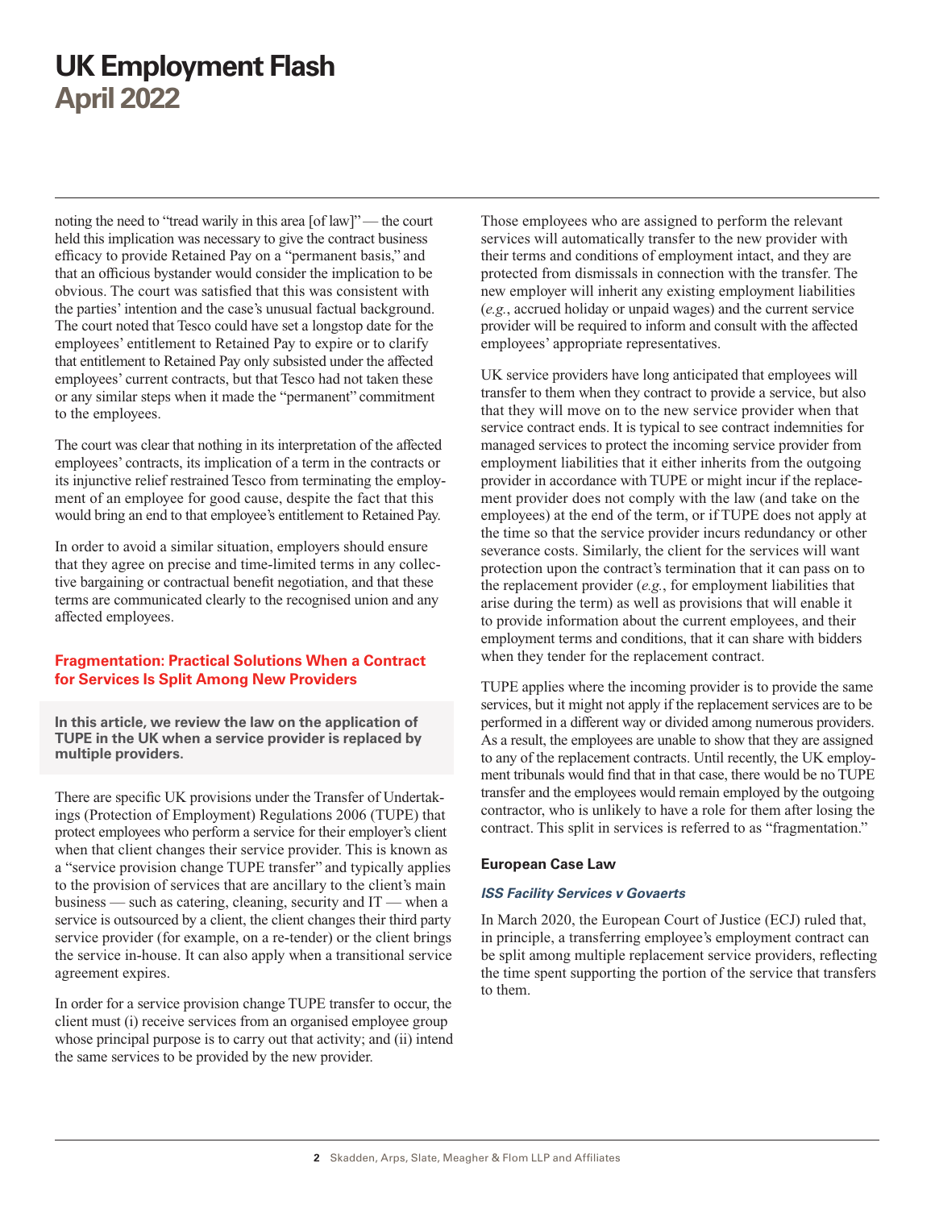noting the need to "tread warily in this area [of law]" — the court held this implication was necessary to give the contract business efficacy to provide Retained Pay on a "permanent basis," and that an officious bystander would consider the implication to be obvious. The court was satisfied that this was consistent with the parties' intention and the case's unusual factual background. The court noted that Tesco could have set a longstop date for the employees' entitlement to Retained Pay to expire or to clarify that entitlement to Retained Pay only subsisted under the affected employees' current contracts, but that Tesco had not taken these or any similar steps when it made the "permanent" commitment to the employees.

The court was clear that nothing in its interpretation of the affected employees' contracts, its implication of a term in the contracts or its injunctive relief restrained Tesco from terminating the employment of an employee for good cause, despite the fact that this would bring an end to that employee's entitlement to Retained Pay.

In order to avoid a similar situation, employers should ensure that they agree on precise and time-limited terms in any collective bargaining or contractual benefit negotiation, and that these terms are communicated clearly to the recognised union and any affected employees.

## Fragmentation: Practical Solutions When a Contract for Services Is Split Among New Providers

**In this article, we review the law on the application of TUPE in the UK when a service provider is replaced by multiple providers.**

There are specific UK provisions under the Transfer of Undertakings (Protection of Employment) Regulations 2006 (TUPE) that protect employees who perform a service for their employer's client when that client changes their service provider. This is known as a "service provision change TUPE transfer" and typically applies to the provision of services that are ancillary to the client's main business — such as catering, cleaning, security and IT — when a service is outsourced by a client, the client changes their third party service provider (for example, on a re-tender) or the client brings the service in-house. It can also apply when a transitional service agreement expires.

In order for a service provision change TUPE transfer to occur, the client must (i) receive services from an organised employee group whose principal purpose is to carry out that activity; and (ii) intend the same services to be provided by the new provider.

Those employees who are assigned to perform the relevant services will automatically transfer to the new provider with their terms and conditions of employment intact, and they are protected from dismissals in connection with the transfer. The new employer will inherit any existing employment liabilities (*e.g.*, accrued holiday or unpaid wages) and the current service provider will be required to inform and consult with the affected employees' appropriate representatives.

UK service providers have long anticipated that employees will transfer to them when they contract to provide a service, but also that they will move on to the new service provider when that service contract ends. It is typical to see contract indemnities for managed services to protect the incoming service provider from employment liabilities that it either inherits from the outgoing provider in accordance with TUPE or might incur if the replacement provider does not comply with the law (and take on the employees) at the end of the term, or if TUPE does not apply at the time so that the service provider incurs redundancy or other severance costs. Similarly, the client for the services will want protection upon the contract's termination that it can pass on to the replacement provider (*e.g.*, for employment liabilities that arise during the term) as well as provisions that will enable it to provide information about the current employees, and their employment terms and conditions, that it can share with bidders when they tender for the replacement contract.

TUPE applies where the incoming provider is to provide the same services, but it might not apply if the replacement services are to be performed in a different way or divided among numerous providers. As a result, the employees are unable to show that they are assigned to any of the replacement contracts. Until recently, the UK employment tribunals would find that in that case, there would be no TUPE transfer and the employees would remain employed by the outgoing contractor, who is unlikely to have a role for them after losing the contract. This split in services is referred to as "fragmentation."

### European Case Law

#### *ISS Facility Services v Govaerts*

In March 2020, the European Court of Justice (ECJ) ruled that, in principle, a transferring employee's employment contract can be split among multiple replacement service providers, reflecting the time spent supporting the portion of the service that transfers to them.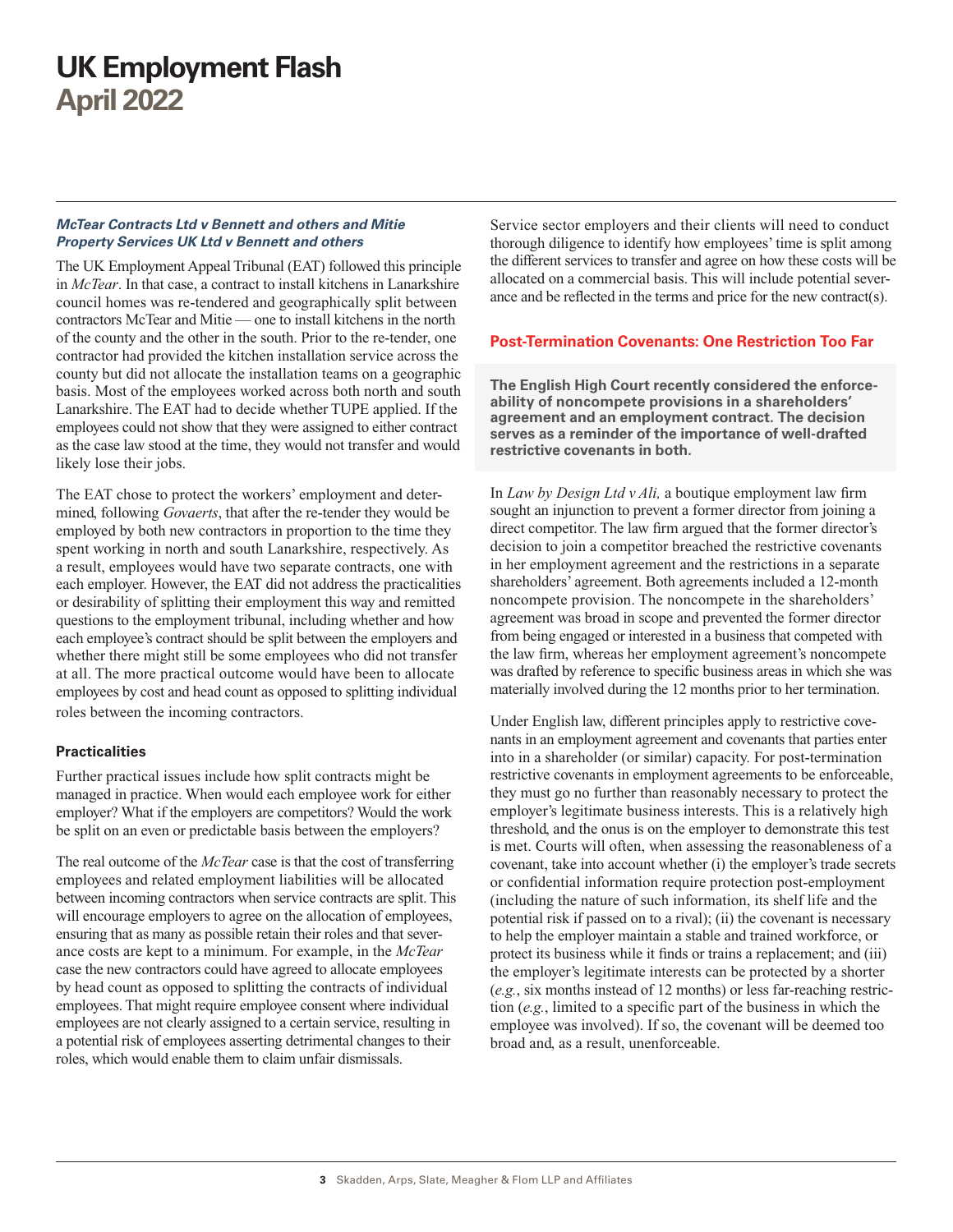# UK Employment Flash
## April 2022

***McTear Contracts Ltd v Bennett and others and Mitie Property Services UK Ltd v Bennett and others***

The UK Employment Appeal Tribunal (EAT) followed this principle in *McTear*. In that case, a contract to install kitchens in Lanarkshire council homes was re-tendered and geographically split between contractors McTear and Mitie — one to install kitchens in the north of the county and the other in the south. Prior to the re-tender, one contractor had provided the kitchen installation service across the county but did not allocate the installation teams on a geographic basis. Most of the employees worked across both north and south Lanarkshire. The EAT had to decide whether TUPE applied. If the employees could not show that they were assigned to either contract as the case law stood at the time, they would not transfer and would likely lose their jobs.

The EAT chose to protect the workers' employment and determined, following *Govaerts*, that after the re-tender they would be employed by both new contractors in proportion to the time they spent working in north and south Lanarkshire, respectively. As a result, employees would have two separate contracts, one with each employer. However, the EAT did not address the practicalities or desirability of splitting their employment this way and remitted questions to the employment tribunal, including whether and how each employee's contract should be split between the employers and whether there might still be some employees who did not transfer at all. The more practical outcome would have been to allocate employees by cost and head count as opposed to splitting individual roles between the incoming contractors.

### Practicalities

Further practical issues include how split contracts might be managed in practice. When would each employee work for either employer? What if the employers are competitors? Would the work be split on an even or predictable basis between the employers?

The real outcome of the *McTear* case is that the cost of transferring employees and related employment liabilities will be allocated between incoming contractors when service contracts are split. This will encourage employers to agree on the allocation of employees, ensuring that as many as possible retain their roles and that severance costs are kept to a minimum. For example, in the *McTear* case the new contractors could have agreed to allocate employees by head count as opposed to splitting the contracts of individual employees. That might require employee consent where individual employees are not clearly assigned to a certain service, resulting in a potential risk of employees asserting detrimental changes to their roles, which would enable them to claim unfair dismissals.

Service sector employers and their clients will need to conduct thorough diligence to identify how employees' time is split among the different services to transfer and agree on how these costs will be allocated on a commercial basis. This will include potential severance and be reflected in the terms and price for the new contract(s).

## Post-Termination Covenants: One Restriction Too Far

**The English High Court recently considered the enforceability of noncompete provisions in a shareholders' agreement and an employment contract. The decision serves as a reminder of the importance of well-drafted restrictive covenants in both.**

In *Law by Design Ltd v Ali,* a boutique employment law firm sought an injunction to prevent a former director from joining a direct competitor. The law firm argued that the former director's decision to join a competitor breached the restrictive covenants in her employment agreement and the restrictions in a separate shareholders' agreement. Both agreements included a 12-month noncompete provision. The noncompete in the shareholders' agreement was broad in scope and prevented the former director from being engaged or interested in a business that competed with the law firm, whereas her employment agreement's noncompete was drafted by reference to specific business areas in which she was materially involved during the 12 months prior to her termination.

Under English law, different principles apply to restrictive covenants in an employment agreement and covenants that parties enter into in a shareholder (or similar) capacity. For post-termination restrictive covenants in employment agreements to be enforceable, they must go no further than reasonably necessary to protect the employer's legitimate business interests. This is a relatively high threshold, and the onus is on the employer to demonstrate this test is met. Courts will often, when assessing the reasonableness of a covenant, take into account whether (i) the employer's trade secrets or confidential information require protection post-employment (including the nature of such information, its shelf life and the potential risk if passed on to a rival); (ii) the covenant is necessary to help the employer maintain a stable and trained workforce, or protect its business while it finds or trains a replacement; and (iii) the employer's legitimate interests can be protected by a shorter (*e.g.*, six months instead of 12 months) or less far-reaching restriction (*e.g.*, limited to a specific part of the business in which the employee was involved). If so, the covenant will be deemed too broad and, as a result, unenforceable.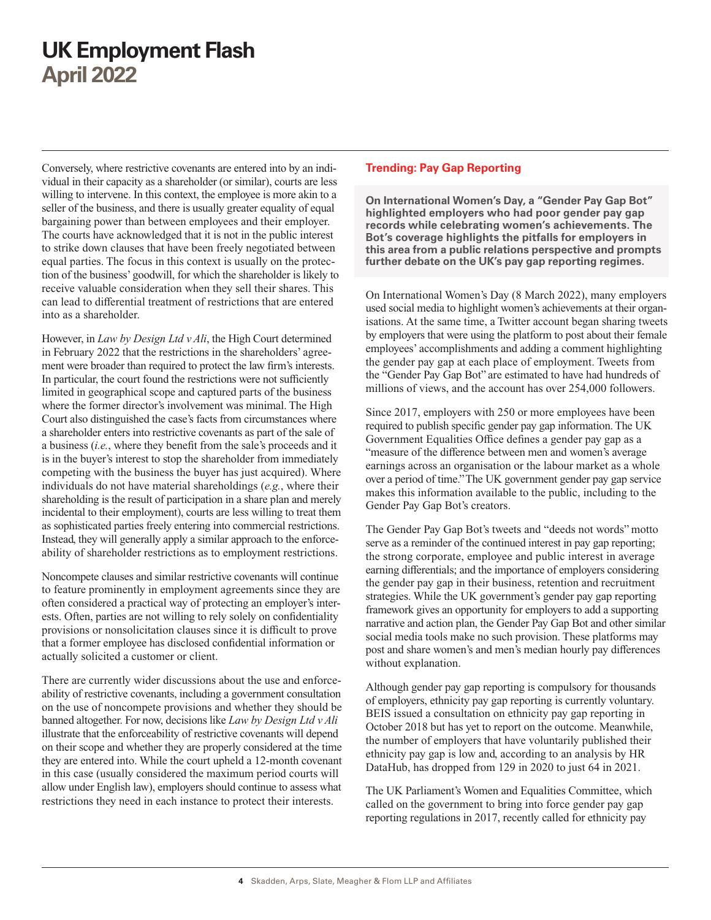Conversely, where restrictive covenants are entered into by an individual in their capacity as a shareholder (or similar), courts are less willing to intervene. In this context, the employee is more akin to a seller of the business, and there is usually greater equality of equal bargaining power than between employees and their employer. The courts have acknowledged that it is not in the public interest to strike down clauses that have been freely negotiated between equal parties. The focus in this context is usually on the protection of the business' goodwill, for which the shareholder is likely to receive valuable consideration when they sell their shares. This can lead to differential treatment of restrictions that are entered into as a shareholder.

However, in *Law by Design Ltd v Ali*, the High Court determined in February 2022 that the restrictions in the shareholders' agreement were broader than required to protect the law firm's interests. In particular, the court found the restrictions were not sufficiently limited in geographical scope and captured parts of the business where the former director's involvement was minimal. The High Court also distinguished the case's facts from circumstances where a shareholder enters into restrictive covenants as part of the sale of a business (*i.e.*, where they benefit from the sale's proceeds and it is in the buyer's interest to stop the shareholder from immediately competing with the business the buyer has just acquired). Where individuals do not have material shareholdings (*e.g.*, where their shareholding is the result of participation in a share plan and merely incidental to their employment), courts are less willing to treat them as sophisticated parties freely entering into commercial restrictions. Instead, they will generally apply a similar approach to the enforceability of shareholder restrictions as to employment restrictions.

Noncompete clauses and similar restrictive covenants will continue to feature prominently in employment agreements since they are often considered a practical way of protecting an employer's interests. Often, parties are not willing to rely solely on confidentiality provisions or nonsolicitation clauses since it is difficult to prove that a former employee has disclosed confidential information or actually solicited a customer or client.

There are currently wider discussions about the use and enforceability of restrictive covenants, including a government consultation on the use of noncompete provisions and whether they should be banned altogether. For now, decisions like *Law by Design Ltd v Ali* illustrate that the enforceability of restrictive covenants will depend on their scope and whether they are properly considered at the time they are entered into. While the court upheld a 12-month covenant in this case (usually considered the maximum period courts will allow under English law), employers should continue to assess what restrictions they need in each instance to protect their interests.

## Trending: Pay Gap Reporting

**On International Women's Day, a "Gender Pay Gap Bot" highlighted employers who had poor gender pay gap records while celebrating women's achievements. The Bot's coverage highlights the pitfalls for employers in this area from a public relations perspective and prompts further debate on the UK's pay gap reporting regimes.**

On International Women's Day (8 March 2022), many employers used social media to highlight women's achievements at their organisations. At the same time, a Twitter account began sharing tweets by employers that were using the platform to post about their female employees' accomplishments and adding a comment highlighting the gender pay gap at each place of employment. Tweets from the "Gender Pay Gap Bot" are estimated to have had hundreds of millions of views, and the account has over 254,000 followers.

Since 2017, employers with 250 or more employees have been required to publish specific gender pay gap information. The UK Government Equalities Office defines a gender pay gap as a "measure of the difference between men and women's average earnings across an organisation or the labour market as a whole over a period of time." The UK government gender pay gap service makes this information available to the public, including to the Gender Pay Gap Bot's creators.

The Gender Pay Gap Bot's tweets and "deeds not words" motto serve as a reminder of the continued interest in pay gap reporting; the strong corporate, employee and public interest in average earning differentials; and the importance of employers considering the gender pay gap in their business, retention and recruitment strategies. While the UK government's gender pay gap reporting framework gives an opportunity for employers to add a supporting narrative and action plan, the Gender Pay Gap Bot and other similar social media tools make no such provision. These platforms may post and share women's and men's median hourly pay differences without explanation.

Although gender pay gap reporting is compulsory for thousands of employers, ethnicity pay gap reporting is currently voluntary. BEIS issued a consultation on ethnicity pay gap reporting in October 2018 but has yet to report on the outcome. Meanwhile, the number of employers that have voluntarily published their ethnicity pay gap is low and, according to an analysis by HR DataHub, has dropped from 129 in 2020 to just 64 in 2021.

The UK Parliament's Women and Equalities Committee, which called on the government to bring into force gender pay gap reporting regulations in 2017, recently called for ethnicity pay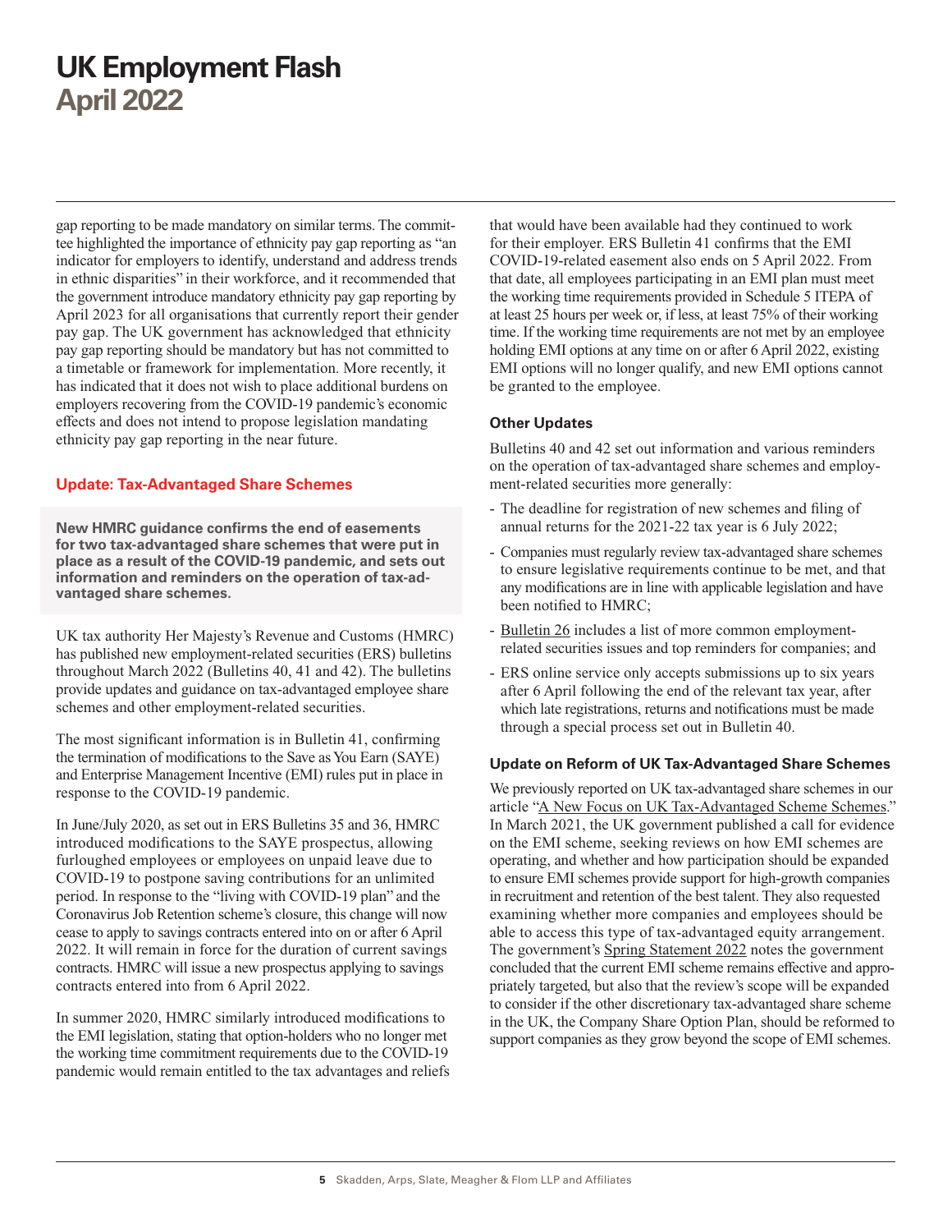gap reporting to be made mandatory on similar terms. The committee highlighted the importance of ethnicity pay gap reporting as "an indicator for employers to identify, understand and address trends in ethnic disparities" in their workforce, and it recommended that the government introduce mandatory ethnicity pay gap reporting by April 2023 for all organisations that currently report their gender pay gap. The UK government has acknowledged that ethnicity pay gap reporting should be mandatory but has not committed to a timetable or framework for implementation. More recently, it has indicated that it does not wish to place additional burdens on employers recovering from the COVID-19 pandemic's economic effects and does not intend to propose legislation mandating ethnicity pay gap reporting in the near future.

## Update: Tax-Advantaged Share Schemes

**New HMRC guidance confirms the end of easements for two tax-advantaged share schemes that were put in place as a result of the COVID-19 pandemic, and sets out information and reminders on the operation of tax-advantaged share schemes.**

UK tax authority Her Majesty's Revenue and Customs (HMRC) has published new employment-related securities (ERS) bulletins throughout March 2022 (Bulletins 40, 41 and 42). The bulletins provide updates and guidance on tax-advantaged employee share schemes and other employment-related securities.

The most significant information is in Bulletin 41, confirming the termination of modifications to the Save as You Earn (SAYE) and Enterprise Management Incentive (EMI) rules put in place in response to the COVID-19 pandemic.

In June/July 2020, as set out in ERS Bulletins 35 and 36, HMRC introduced modifications to the SAYE prospectus, allowing furloughed employees or employees on unpaid leave due to COVID-19 to postpone saving contributions for an unlimited period. In response to the "living with COVID-19 plan" and the Coronavirus Job Retention scheme's closure, this change will now cease to apply to savings contracts entered into on or after 6 April 2022. It will remain in force for the duration of current savings contracts. HMRC will issue a new prospectus applying to savings contracts entered into from 6 April 2022.

In summer 2020, HMRC similarly introduced modifications to the EMI legislation, stating that option-holders who no longer met the working time commitment requirements due to the COVID-19 pandemic would remain entitled to the tax advantages and reliefs that would have been available had they continued to work for their employer. ERS Bulletin 41 confirms that the EMI COVID-19-related easement also ends on 5 April 2022. From that date, all employees participating in an EMI plan must meet the working time requirements provided in Schedule 5 ITEPA of at least 25 hours per week or, if less, at least 75% of their working time. If the working time requirements are not met by an employee holding EMI options at any time on or after 6 April 2022, existing EMI options will no longer qualify, and new EMI options cannot be granted to the employee.

### Other Updates

Bulletins 40 and 42 set out information and various reminders on the operation of tax-advantaged share schemes and employment-related securities more generally:

- The deadline for registration of new schemes and filing of annual returns for the 2021-22 tax year is 6 July 2022;
- Companies must regularly review tax-advantaged share schemes to ensure legislative requirements continue to be met, and that any modifications are in line with applicable legislation and have been notified to HMRC;
- Bulletin 26 includes a list of more common employment-related securities issues and top reminders for companies; and
- ERS online service only accepts submissions up to six years after 6 April following the end of the relevant tax year, after which late registrations, returns and notifications must be made through a special process set out in Bulletin 40.

### Update on Reform of UK Tax-Advantaged Share Schemes

We previously reported on UK tax-advantaged share schemes in our article "A New Focus on UK Tax-Advantaged Scheme Schemes." In March 2021, the UK government published a call for evidence on the EMI scheme, seeking reviews on how EMI schemes are operating, and whether and how participation should be expanded to ensure EMI schemes provide support for high-growth companies in recruitment and retention of the best talent. They also requested examining whether more companies and employees should be able to access this type of tax-advantaged equity arrangement. The government's Spring Statement 2022 notes the government concluded that the current EMI scheme remains effective and appropriately targeted, but also that the review's scope will be expanded to consider if the other discretionary tax-advantaged share scheme in the UK, the Company Share Option Plan, should be reformed to support companies as they grow beyond the scope of EMI schemes.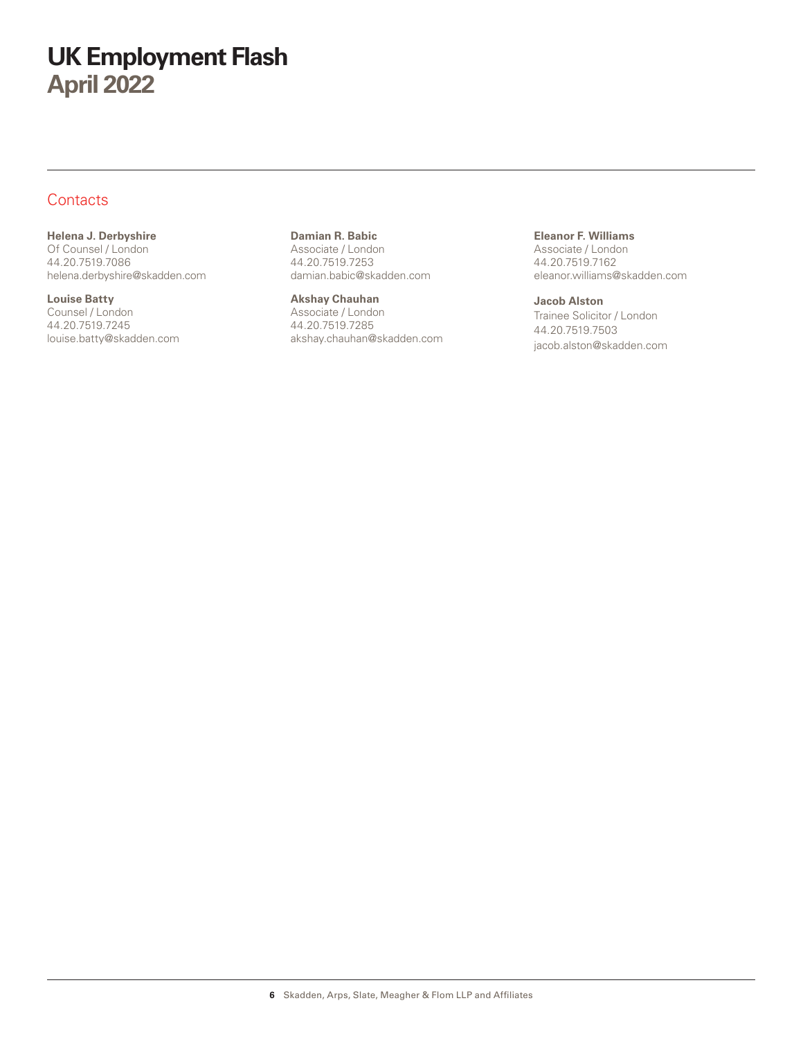# UK Employment Flash
## April 2022

## Contacts

**Helena J. Derbyshire**
Of Counsel / London
44.20.7519.7086
helena.derbyshire@skadden.com

**Louise Batty**
Counsel / London
44.20.7519.7245
louise.batty@skadden.com

**Damian R. Babic**
Associate / London
44.20.7519.7253
damian.babic@skadden.com

**Akshay Chauhan**
Associate / London
44.20.7519.7285
akshay.chauhan@skadden.com

**Eleanor F. Williams**
Associate / London
44.20.7519.7162
eleanor.williams@skadden.com

**Jacob Alston**
Trainee Solicitor / London
44.20.7519.7503
jacob.alston@skadden.com